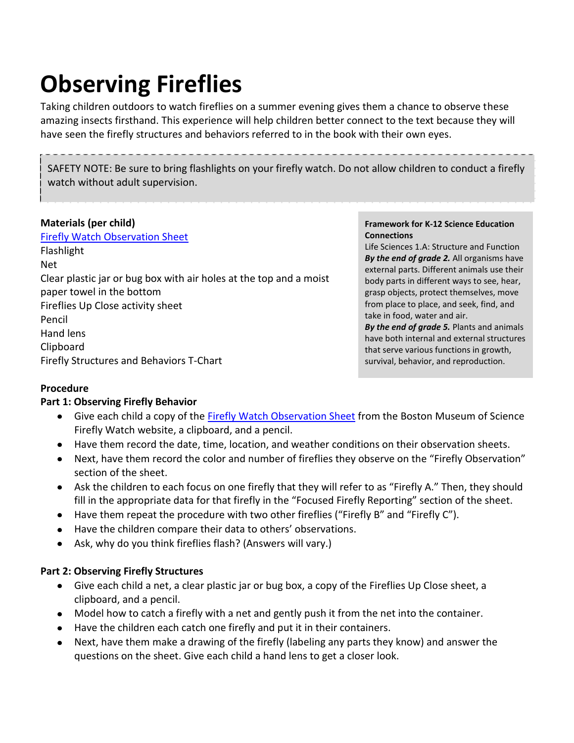# Observing Fireflies

Taking children outdoors to watch fireflies on a summer evening gives them a chance to observe these amazing insects firsthand. This experience will help children better connect to the text because they will have seen the firefly structures and behaviors referred to in the book with their own eyes.

> SAFETY NOTE: Be sure to bring flashlights on your firefly watch. Do not allow children to conduct a firefly watch without adult supervision.

**Materials (per child)**

Firefly Watch Observation Sheet
Flashlight
Net
Clear plastic jar or bug box with air holes at the top and a moist paper towel in the bottom
Fireflies Up Close activity sheet
Pencil
Hand lens
Clipboard
Firefly Structures and Behaviors T-Chart

**Framework for K-12 Science Education Connections**

Life Sciences 1.A: Structure and Function

***By the end of grade 2.*** All organisms have external parts. Different animals use their body parts in different ways to see, hear, grasp objects, protect themselves, move from place to place, and seek, find, and take in food, water and air.

***By the end of grade 5.*** Plants and animals have both internal and external structures that serve various functions in growth, survival, behavior, and reproduction.

**Procedure**

**Part 1: Observing Firefly Behavior**

- Give each child a copy of the Firefly Watch Observation Sheet from the Boston Museum of Science Firefly Watch website, a clipboard, and a pencil.
- Have them record the date, time, location, and weather conditions on their observation sheets.
- Next, have them record the color and number of fireflies they observe on the "Firefly Observation" section of the sheet.
- Ask the children to each focus on one firefly that they will refer to as "Firefly A." Then, they should fill in the appropriate data for that firefly in the "Focused Firefly Reporting" section of the sheet.
- Have them repeat the procedure with two other fireflies ("Firefly B" and "Firefly C").
- Have the children compare their data to others' observations.
- Ask, why do you think fireflies flash? (Answers will vary.)

**Part 2: Observing Firefly Structures**

- Give each child a net, a clear plastic jar or bug box, a copy of the Fireflies Up Close sheet, a clipboard, and a pencil.
- Model how to catch a firefly with a net and gently push it from the net into the container.
- Have the children each catch one firefly and put it in their containers.
- Next, have them make a drawing of the firefly (labeling any parts they know) and answer the questions on the sheet. Give each child a hand lens to get a closer look.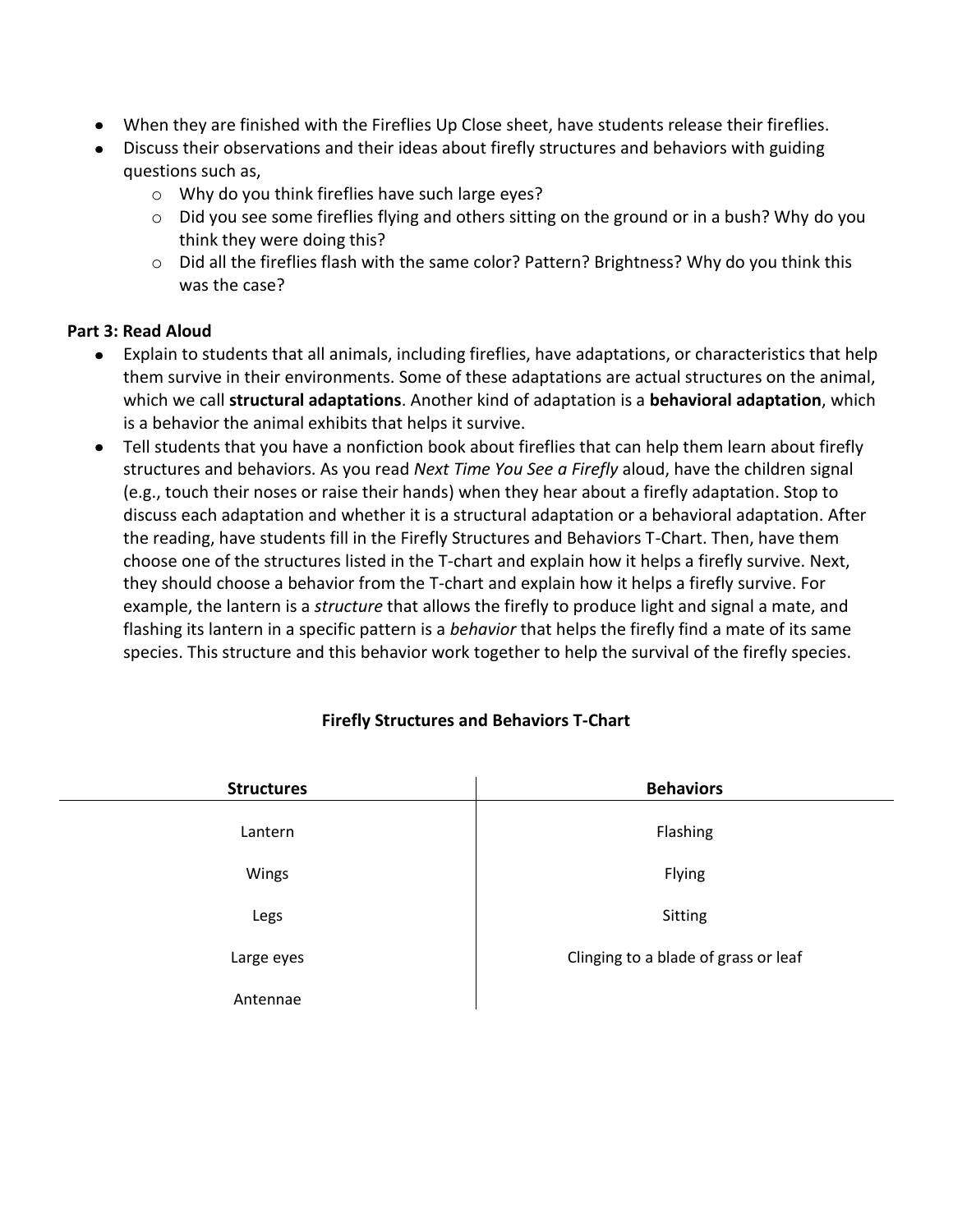- When they are finished with the Fireflies Up Close sheet, have students release their fireflies.
- Discuss their observations and their ideas about firefly structures and behaviors with guiding questions such as,
  - Why do you think fireflies have such large eyes?
  - Did you see some fireflies flying and others sitting on the ground or in a bush? Why do you think they were doing this?
  - Did all the fireflies flash with the same color? Pattern? Brightness? Why do you think this was the case?

**Part 3: Read Aloud**

- Explain to students that all animals, including fireflies, have adaptations, or characteristics that help them survive in their environments. Some of these adaptations are actual structures on the animal, which we call **structural adaptations**. Another kind of adaptation is a **behavioral adaptation**, which is a behavior the animal exhibits that helps it survive.
- Tell students that you have a nonfiction book about fireflies that can help them learn about firefly structures and behaviors. As you read *Next Time You See a Firefly* aloud, have the children signal (e.g., touch their noses or raise their hands) when they hear about a firefly adaptation. Stop to discuss each adaptation and whether it is a structural adaptation or a behavioral adaptation. After the reading, have students fill in the Firefly Structures and Behaviors T-Chart. Then, have them choose one of the structures listed in the T-chart and explain how it helps a firefly survive. Next, they should choose a behavior from the T-chart and explain how it helps a firefly survive. For example, the lantern is a *structure* that allows the firefly to produce light and signal a mate, and flashing its lantern in a specific pattern is a *behavior* that helps the firefly find a mate of its same species. This structure and this behavior work together to help the survival of the firefly species.

**Firefly Structures and Behaviors T-Chart**

| Structures | Behaviors |
|---|---|
| Lantern | Flashing |
| Wings | Flying |
| Legs | Sitting |
| Large eyes | Clinging to a blade of grass or leaf |
| Antennae | |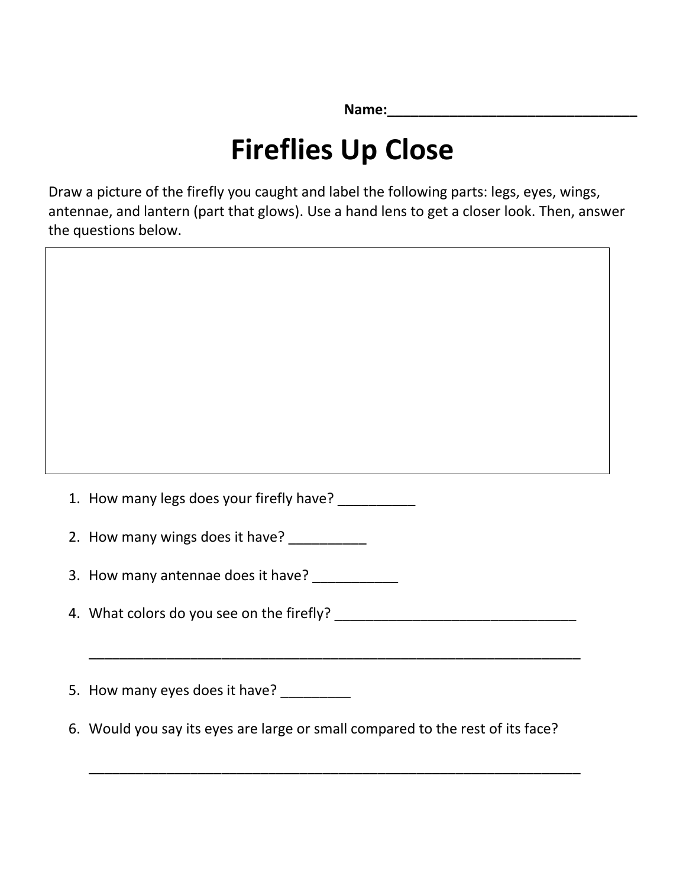Name:________________________________

# Fireflies Up Close

Draw a picture of the firefly you caught and label the following parts: legs, eyes, wings, antennae, and lantern (part that glows). Use a hand lens to get a closer look. Then, answer the questions below.

1. How many legs does your firefly have? __________
2. How many wings does it have? __________
3. How many antennae does it have? ___________
4. What colors do you see on the firefly? _______________________________

   _______________________________________________________________

5. How many eyes does it have? _________
6. Would you say its eyes are large or small compared to the rest of its face?

   _______________________________________________________________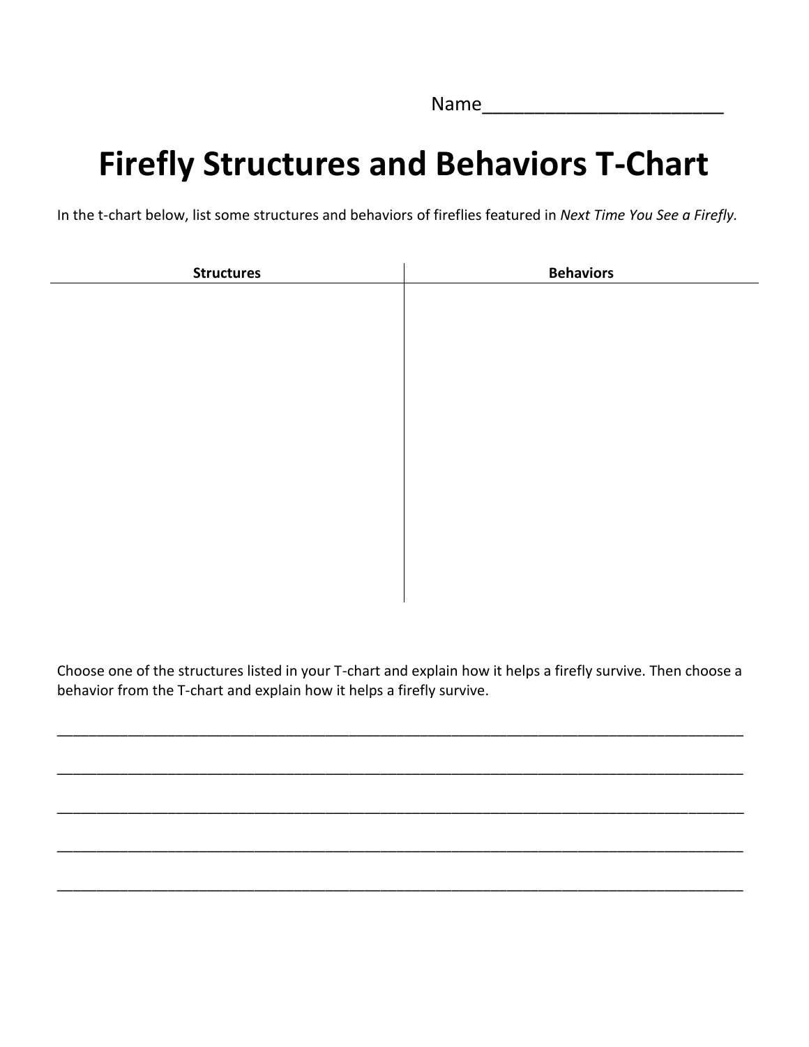Name________________________

# Firefly Structures and Behaviors T-Chart

In the t-chart below, list some structures and behaviors of fireflies featured in *Next Time You See a Firefly.*

| Structures | Behaviors |
| --- | --- |
| | |

Choose one of the structures listed in your T-chart and explain how it helps a firefly survive. Then choose a behavior from the T-chart and explain how it helps a firefly survive.

_______________________________________________________________________________

_______________________________________________________________________________

_______________________________________________________________________________

_______________________________________________________________________________

_______________________________________________________________________________